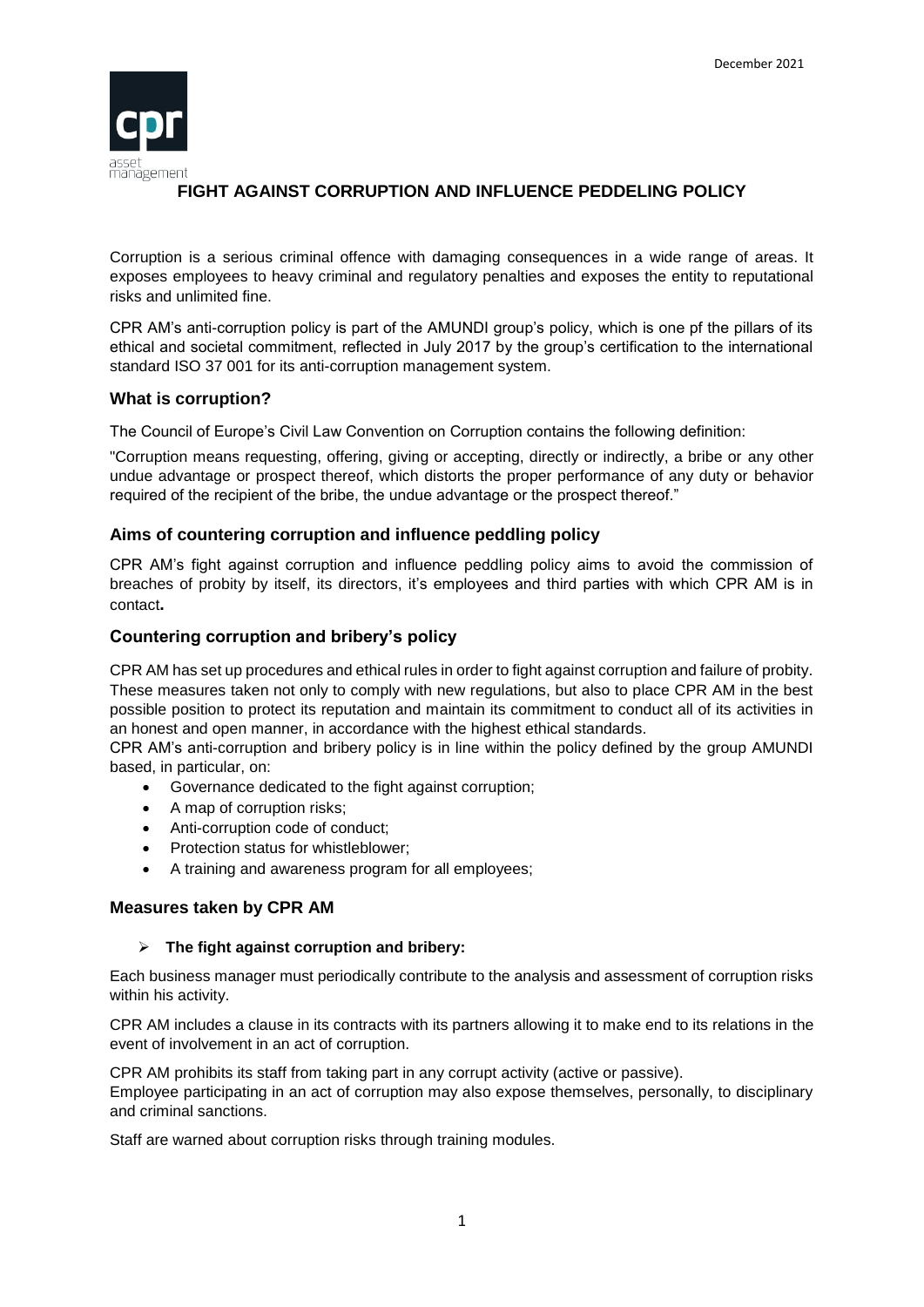December 2021

# FIGHT AGAINST CORRUPTION AND INFLUENCE PEDDELING POLICY

Corruption is a serious criminal offence with damaging consequences in a wide range of areas. It exposes employees to heavy criminal and regulatory penalties and exposes the entity to reputational risks and unlimited fine.

CPR AM's anti-corruption policy is part of the AMUNDI group's policy, which is one pf the pillars of its ethical and societal commitment, reflected in July 2017 by the group's certification to the international standard ISO 37 001 for its anti-corruption management system.

## What is corruption?

The Council of Europe's Civil Law Convention on Corruption contains the following definition:

"Corruption means requesting, offering, giving or accepting, directly or indirectly, a bribe or any other undue advantage or prospect thereof, which distorts the proper performance of any duty or behavior required of the recipient of the bribe, the undue advantage or the prospect thereof."

## Aims of countering corruption and influence peddling policy

CPR AM's fight against corruption and influence peddling policy aims to avoid the commission of breaches of probity by itself, its directors, it's employees and third parties with which CPR AM is in contact**.**

## Countering corruption and bribery's policy

CPR AM has set up procedures and ethical rules in order to fight against corruption and failure of probity. These measures taken not only to comply with new regulations, but also to place CPR AM in the best possible position to protect its reputation and maintain its commitment to conduct all of its activities in an honest and open manner, in accordance with the highest ethical standards.

CPR AM's anti-corruption and bribery policy is in line within the policy defined by the group AMUNDI based, in particular, on:

- Governance dedicated to the fight against corruption;
- A map of corruption risks;
- Anti-corruption code of conduct;
- Protection status for whistleblower;
- A training and awareness program for all employees;

## Measures taken by CPR AM

- **The fight against corruption and bribery:**

Each business manager must periodically contribute to the analysis and assessment of corruption risks within his activity.

CPR AM includes a clause in its contracts with its partners allowing it to make end to its relations in the event of involvement in an act of corruption.

CPR AM prohibits its staff from taking part in any corrupt activity (active or passive).
Employee participating in an act of corruption may also expose themselves, personally, to disciplinary and criminal sanctions.

Staff are warned about corruption risks through training modules.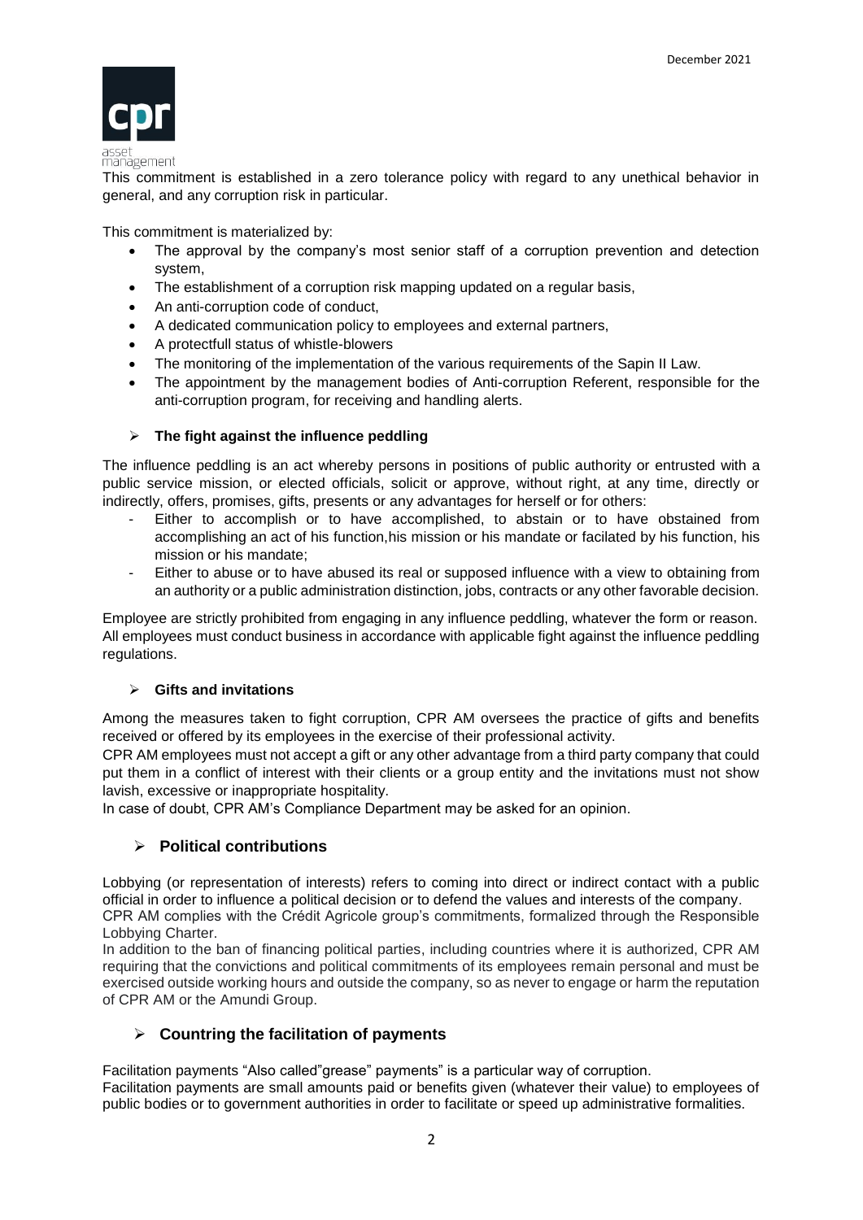This commitment is established in a zero tolerance policy with regard to any unethical behavior in general, and any corruption risk in particular.

This commitment is materialized by:

- The approval by the company's most senior staff of a corruption prevention and detection system,
- The establishment of a corruption risk mapping updated on a regular basis,
- An anti-corruption code of conduct,
- A dedicated communication policy to employees and external partners,
- A protectfull status of whistle-blowers
- The monitoring of the implementation of the various requirements of the Sapin II Law.
- The appointment by the management bodies of Anti-corruption Referent, responsible for the anti-corruption program, for receiving and handling alerts.

### The fight against the influence peddling

The influence peddling is an act whereby persons in positions of public authority or entrusted with a public service mission, or elected officials, solicit or approve, without right, at any time, directly or indirectly, offers, promises, gifts, presents or any advantages for herself or for others:

- Either to accomplish or to have accomplished, to abstain or to have obstained from accomplishing an act of his function,his mission or his mandate or facilated by his function, his mission or his mandate;
- Either to abuse or to have abused its real or supposed influence with a view to obtaining from an authority or a public administration distinction, jobs, contracts or any other favorable decision.

Employee are strictly prohibited from engaging in any influence peddling, whatever the form or reason. All employees must conduct business in accordance with applicable fight against the influence peddling regulations.

### Gifts and invitations

Among the measures taken to fight corruption, CPR AM oversees the practice of gifts and benefits received or offered by its employees in the exercise of their professional activity.

CPR AM employees must not accept a gift or any other advantage from a third party company that could put them in a conflict of interest with their clients or a group entity and the invitations must not show lavish, excessive or inappropriate hospitality.

In case of doubt, CPR AM's Compliance Department may be asked for an opinion.

## Political contributions

Lobbying (or representation of interests) refers to coming into direct or indirect contact with a public official in order to influence a political decision or to defend the values and interests of the company.

CPR AM complies with the Crédit Agricole group's commitments, formalized through the Responsible Lobbying Charter.

In addition to the ban of financing political parties, including countries where it is authorized, CPR AM requiring that the convictions and political commitments of its employees remain personal and must be exercised outside working hours and outside the company, so as never to engage or harm the reputation of CPR AM or the Amundi Group.

## Countring the facilitation of payments

Facilitation payments "Also called"grease" payments" is a particular way of corruption.

Facilitation payments are small amounts paid or benefits given (whatever their value) to employees of public bodies or to government authorities in order to facilitate or speed up administrative formalities.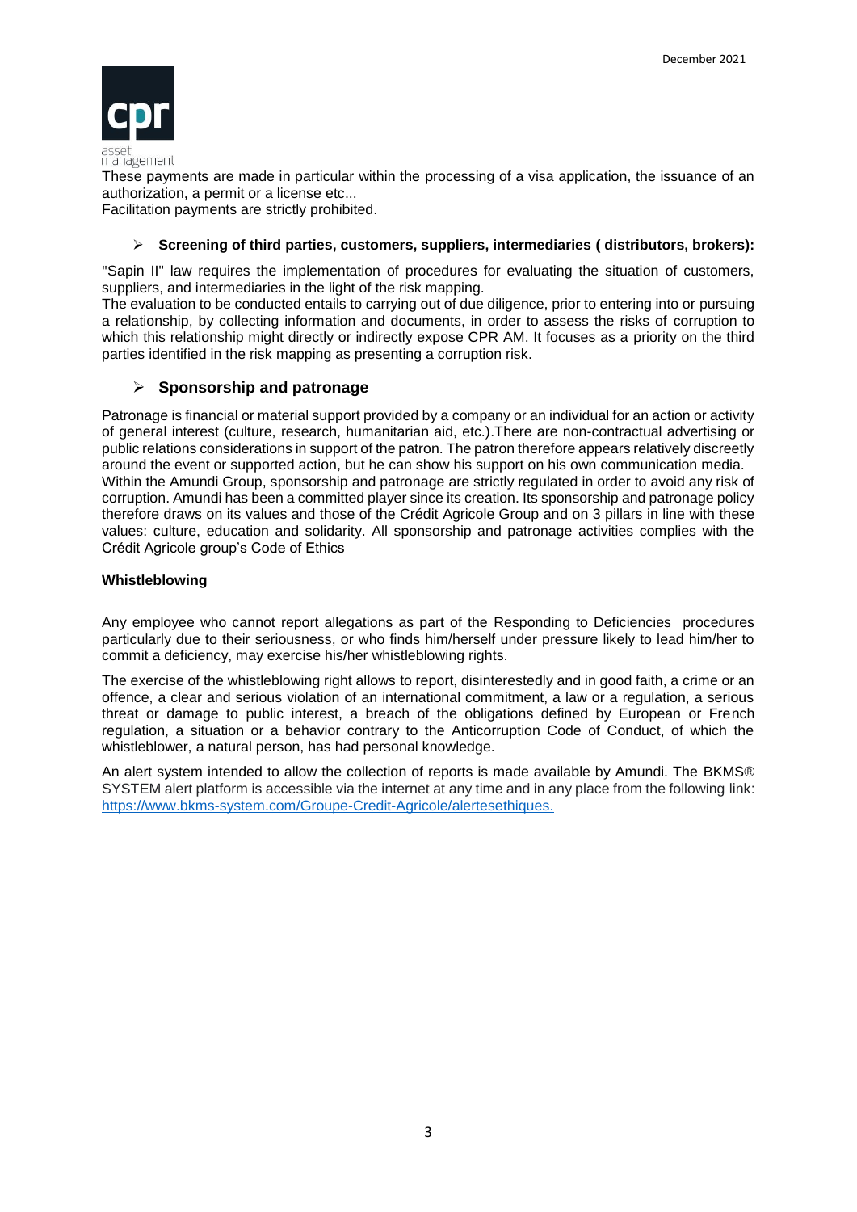These payments are made in particular within the processing of a visa application, the issuance of an authorization, a permit or a license etc...
Facilitation payments are strictly prohibited.

- **Screening of third parties, customers, suppliers, intermediaries ( distributors, brokers):**

"Sapin II" law requires the implementation of procedures for evaluating the situation of customers, suppliers, and intermediaries in the light of the risk mapping.
The evaluation to be conducted entails to carrying out of due diligence, prior to entering into or pursuing a relationship, by collecting information and documents, in order to assess the risks of corruption to which this relationship might directly or indirectly expose CPR AM. It focuses as a priority on the third parties identified in the risk mapping as presenting a corruption risk.

- **Sponsorship and patronage**

Patronage is financial or material support provided by a company or an individual for an action or activity of general interest (culture, research, humanitarian aid, etc.).There are non-contractual advertising or public relations considerations in support of the patron. The patron therefore appears relatively discreetly around the event or supported action, but he can show his support on his own communication media.
Within the Amundi Group, sponsorship and patronage are strictly regulated in order to avoid any risk of corruption. Amundi has been a committed player since its creation. Its sponsorship and patronage policy therefore draws on its values and those of the Crédit Agricole Group and on 3 pillars in line with these values: culture, education and solidarity. All sponsorship and patronage activities complies with the Crédit Agricole group's Code of Ethics

**Whistleblowing**

Any employee who cannot report allegations as part of the Responding to Deficiencies procedures particularly due to their seriousness, or who finds him/herself under pressure likely to lead him/her to commit a deficiency, may exercise his/her whistleblowing rights.

The exercise of the whistleblowing right allows to report, disinterestedly and in good faith, a crime or an offence, a clear and serious violation of an international commitment, a law or a regulation, a serious threat or damage to public interest, a breach of the obligations defined by European or French regulation, a situation or a behavior contrary to the Anticorruption Code of Conduct, of which the whistleblower, a natural person, has had personal knowledge.

An alert system intended to allow the collection of reports is made available by Amundi. The BKMS® SYSTEM alert platform is accessible via the internet at any time and in any place from the following link: https://www.bkms-system.com/Groupe-Credit-Agricole/alertesethiques.